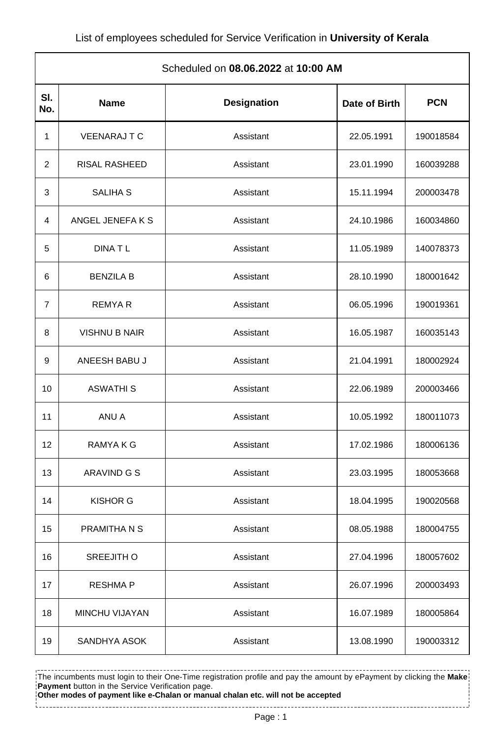List of employees scheduled for Service Verification in **University of Kerala**

| Scheduled on **08.06.2022** at **10:00 AM** | | | | |
|---|---|---|---|---|
| **Sl. No.** | **Name** | **Designation** | **Date of Birth** | **PCN** |
| 1 | VEENARAJ T C | Assistant | 22.05.1991 | 190018584 |
| 2 | RISAL RASHEED | Assistant | 23.01.1990 | 160039288 |
| 3 | SALIHA S | Assistant | 15.11.1994 | 200003478 |
| 4 | ANGEL JENEFA K S | Assistant | 24.10.1986 | 160034860 |
| 5 | DINA T L | Assistant | 11.05.1989 | 140078373 |
| 6 | BENZILA B | Assistant | 28.10.1990 | 180001642 |
| 7 | REMYA R | Assistant | 06.05.1996 | 190019361 |
| 8 | VISHNU B NAIR | Assistant | 16.05.1987 | 160035143 |
| 9 | ANEESH BABU J | Assistant | 21.04.1991 | 180002924 |
| 10 | ASWATHI S | Assistant | 22.06.1989 | 200003466 |
| 11 | ANU A | Assistant | 10.05.1992 | 180011073 |
| 12 | RAMYA K G | Assistant | 17.02.1986 | 180006136 |
| 13 | ARAVIND G S | Assistant | 23.03.1995 | 180053668 |
| 14 | KISHOR G | Assistant | 18.04.1995 | 190020568 |
| 15 | PRAMITHA N S | Assistant | 08.05.1988 | 180004755 |
| 16 | SREEJITH O | Assistant | 27.04.1996 | 180057602 |
| 17 | RESHMA P | Assistant | 26.07.1996 | 200003493 |
| 18 | MINCHU VIJAYAN | Assistant | 16.07.1989 | 180005864 |
| 19 | SANDHYA ASOK | Assistant | 13.08.1990 | 190003312 |

The incumbents must login to their One-Time registration profile and pay the amount by ePayment by clicking the **Make Payment** button in the Service Verification page.
**Other modes of payment like e-Chalan or manual chalan etc. will not be accepted**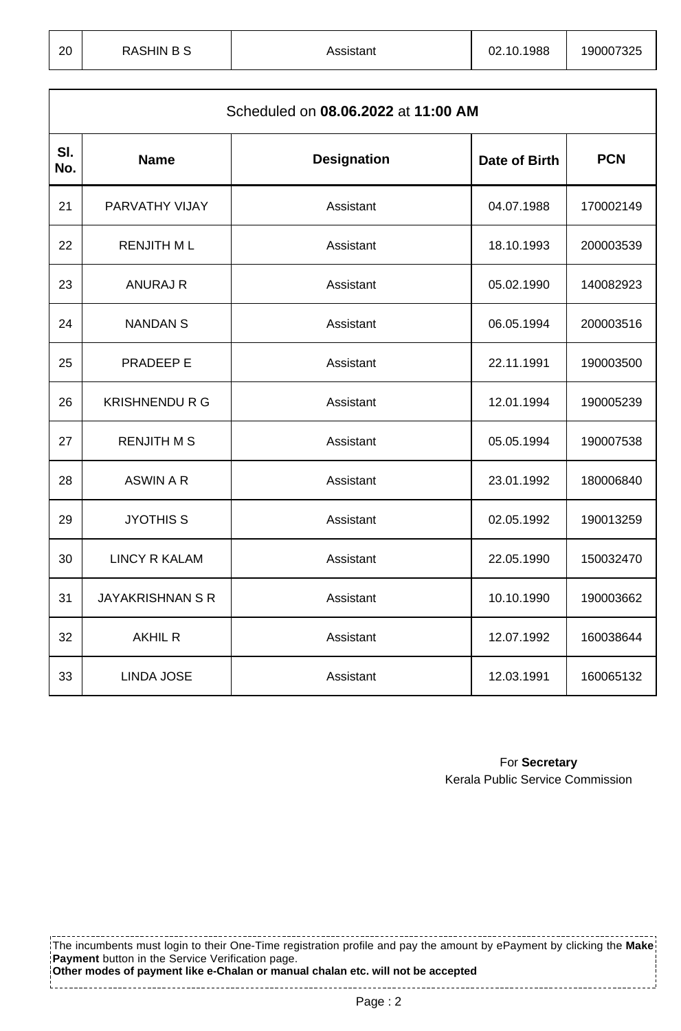| | | | | |
|---|---|---|---|---|
| 20 | RASHIN B S | Assistant | 02.10.1988 | 190007325 |

Scheduled on **08.06.2022** at **11:00 AM**

| Sl. No. | Name | Designation | Date of Birth | PCN |
|---|---|---|---|---|
| 21 | PARVATHY VIJAY | Assistant | 04.07.1988 | 170002149 |
| 22 | RENJITH M L | Assistant | 18.10.1993 | 200003539 |
| 23 | ANURAJ R | Assistant | 05.02.1990 | 140082923 |
| 24 | NANDAN S | Assistant | 06.05.1994 | 200003516 |
| 25 | PRADEEP E | Assistant | 22.11.1991 | 190003500 |
| 26 | KRISHNENDU R G | Assistant | 12.01.1994 | 190005239 |
| 27 | RENJITH M S | Assistant | 05.05.1994 | 190007538 |
| 28 | ASWIN A R | Assistant | 23.01.1992 | 180006840 |
| 29 | JYOTHIS S | Assistant | 02.05.1992 | 190013259 |
| 30 | LINCY R KALAM | Assistant | 22.05.1990 | 150032470 |
| 31 | JAYAKRISHNAN S R | Assistant | 10.10.1990 | 190003662 |
| 32 | AKHIL R | Assistant | 12.07.1992 | 160038644 |
| 33 | LINDA JOSE | Assistant | 12.03.1991 | 160065132 |

For **Secretary**
Kerala Public Service Commission

The incumbents must login to their One-Time registration profile and pay the amount by ePayment by clicking the **Make Payment** button in the Service Verification page.
**Other modes of payment like e-Chalan or manual chalan etc. will not be accepted**